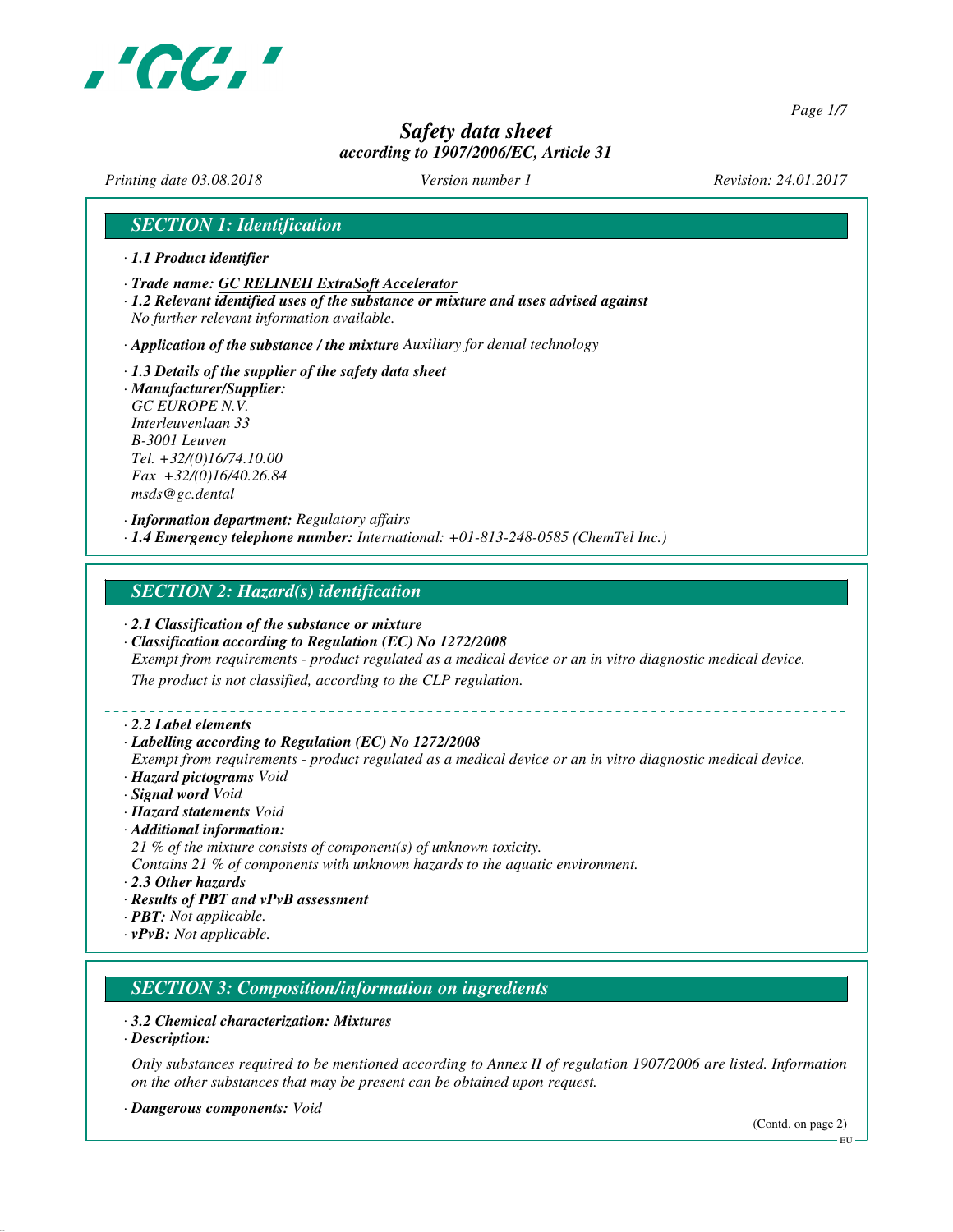# Safety data sheet
*according to 1907/2006/EC, Article 31*

*Printing date 03.08.2018* *Version number 1* *Revision: 24.01.2017*

## SECTION 1: Identification

· **1.1 Product identifier**

· **Trade name: GC RELINEII ExtraSoft Accelerator**

· **1.2 Relevant identified uses of the substance or mixture and uses advised against**
No further relevant information available.

· **Application of the substance / the mixture** Auxiliary for dental technology

· **1.3 Details of the supplier of the safety data sheet**

· **Manufacturer/Supplier:**
GC EUROPE N.V.
Interleuvenlaan 33
B-3001 Leuven
Tel. +32/(0)16/74.10.00
Fax +32/(0)16/40.26.84
msds@gc.dental

· **Information department:** Regulatory affairs

· **1.4 Emergency telephone number:** International: +01-813-248-0585 (ChemTel Inc.)

## SECTION 2: Hazard(s) identification

· **2.1 Classification of the substance or mixture**

· **Classification according to Regulation (EC) No 1272/2008**
Exempt from requirements - product regulated as a medical device or an in vitro diagnostic medical device.
The product is not classified, according to the CLP regulation.

· **2.2 Label elements**

· **Labelling according to Regulation (EC) No 1272/2008**
Exempt from requirements - product regulated as a medical device or an in vitro diagnostic medical device.

· **Hazard pictograms** Void

· **Signal word** Void

· **Hazard statements** Void

· **Additional information:**
21 % of the mixture consists of component(s) of unknown toxicity.
Contains 21 % of components with unknown hazards to the aquatic environment.

· **2.3 Other hazards**

· **Results of PBT and vPvB assessment**

· **PBT:** Not applicable.

· **vPvB:** Not applicable.

## SECTION 3: Composition/information on ingredients

· **3.2 Chemical characterization: Mixtures**

· **Description:**

Only substances required to be mentioned according to Annex II of regulation 1907/2006 are listed. Information on the other substances that may be present can be obtained upon request.

· **Dangerous components:** Void

(Contd. on page 2)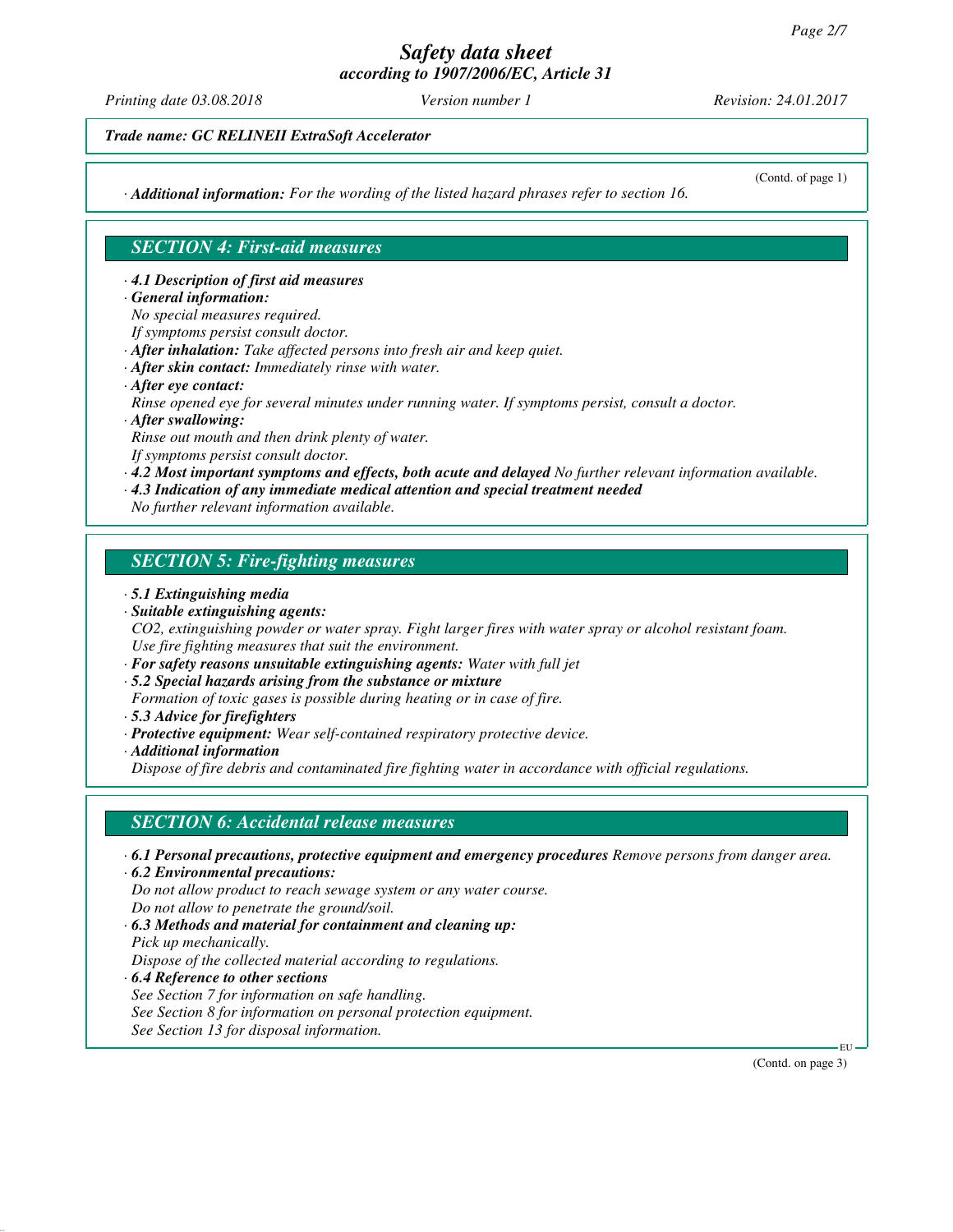*Trade name: GC RELINEII ExtraSoft Accelerator*

(Contd. of page 1)

· ***Additional information:*** *For the wording of the listed hazard phrases refer to section 16.*

## SECTION 4: First-aid measures

· ***4.1 Description of first aid measures***
· ***General information:***
*No special measures required.*
*If symptoms persist consult doctor.*
· ***After inhalation:*** *Take affected persons into fresh air and keep quiet.*
· ***After skin contact:*** *Immediately rinse with water.*
· ***After eye contact:***
*Rinse opened eye for several minutes under running water. If symptoms persist, consult a doctor.*
· ***After swallowing:***
*Rinse out mouth and then drink plenty of water.*
*If symptoms persist consult doctor.*
· ***4.2 Most important symptoms and effects, both acute and delayed*** *No further relevant information available.*
· ***4.3 Indication of any immediate medical attention and special treatment needed***
*No further relevant information available.*

## SECTION 5: Fire-fighting measures

· ***5.1 Extinguishing media***
· ***Suitable extinguishing agents:***
*$CO_2$, extinguishing powder or water spray. Fight larger fires with water spray or alcohol resistant foam.*
*Use fire fighting measures that suit the environment.*
· ***For safety reasons unsuitable extinguishing agents:*** *Water with full jet*
· ***5.2 Special hazards arising from the substance or mixture***
*Formation of toxic gases is possible during heating or in case of fire.*
· ***5.3 Advice for firefighters***
· ***Protective equipment:*** *Wear self-contained respiratory protective device.*
· ***Additional information***
*Dispose of fire debris and contaminated fire fighting water in accordance with official regulations.*

## SECTION 6: Accidental release measures

· ***6.1 Personal precautions, protective equipment and emergency procedures*** *Remove persons from danger area.*
· ***6.2 Environmental precautions:***
*Do not allow product to reach sewage system or any water course.*
*Do not allow to penetrate the ground/soil.*
· ***6.3 Methods and material for containment and cleaning up:***
*Pick up mechanically.*
*Dispose of the collected material according to regulations.*
· ***6.4 Reference to other sections***
*See Section 7 for information on safe handling.*
*See Section 8 for information on personal protection equipment.*
*See Section 13 for disposal information.*

(Contd. on page 3)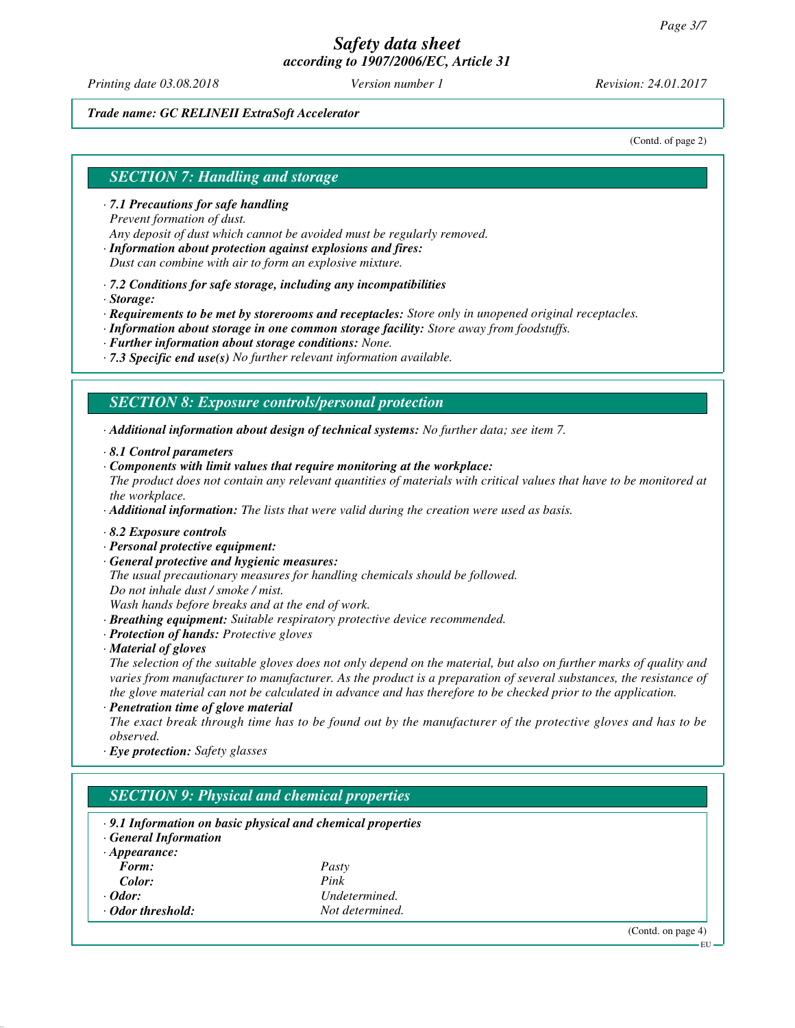*Trade name: GC RELINEII ExtraSoft Accelerator*

(Contd. of page 2)

## SECTION 7: Handling and storage

· **7.1 Precautions for safe handling**
Prevent formation of dust.
Any deposit of dust which cannot be avoided must be regularly removed.
· **Information about protection against explosions and fires:**
Dust can combine with air to form an explosive mixture.

· **7.2 Conditions for safe storage, including any incompatibilities**
· **Storage:**
· **Requirements to be met by storerooms and receptacles:** Store only in unopened original receptacles.
· **Information about storage in one common storage facility:** Store away from foodstuffs.
· **Further information about storage conditions:** None.
· **7.3 Specific end use(s)** No further relevant information available.

## SECTION 8: Exposure controls/personal protection

· **Additional information about design of technical systems:** No further data; see item 7.

· **8.1 Control parameters**
· **Components with limit values that require monitoring at the workplace:**
The product does not contain any relevant quantities of materials with critical values that have to be monitored at the workplace.
· **Additional information:** The lists that were valid during the creation were used as basis.

· **8.2 Exposure controls**
· **Personal protective equipment:**
· **General protective and hygienic measures:**
The usual precautionary measures for handling chemicals should be followed.
Do not inhale dust / smoke / mist.
Wash hands before breaks and at the end of work.
· **Breathing equipment:** Suitable respiratory protective device recommended.
· **Protection of hands:** Protective gloves
· **Material of gloves**
The selection of the suitable gloves does not only depend on the material, but also on further marks of quality and varies from manufacturer to manufacturer. As the product is a preparation of several substances, the resistance of the glove material can not be calculated in advance and has therefore to be checked prior to the application.
· **Penetration time of glove material**
The exact break through time has to be found out by the manufacturer of the protective gloves and has to be observed.
· **Eye protection:** Safety glasses

## SECTION 9: Physical and chemical properties

· **9.1 Information on basic physical and chemical properties**
· **General Information**
· **Appearance:**

| | |
|---|---|
| **Form:** | Pasty |
| **Color:** | Pink |
| · **Odor:** | Undetermined. |
| · **Odor threshold:** | Not determined. |

(Contd. on page 4)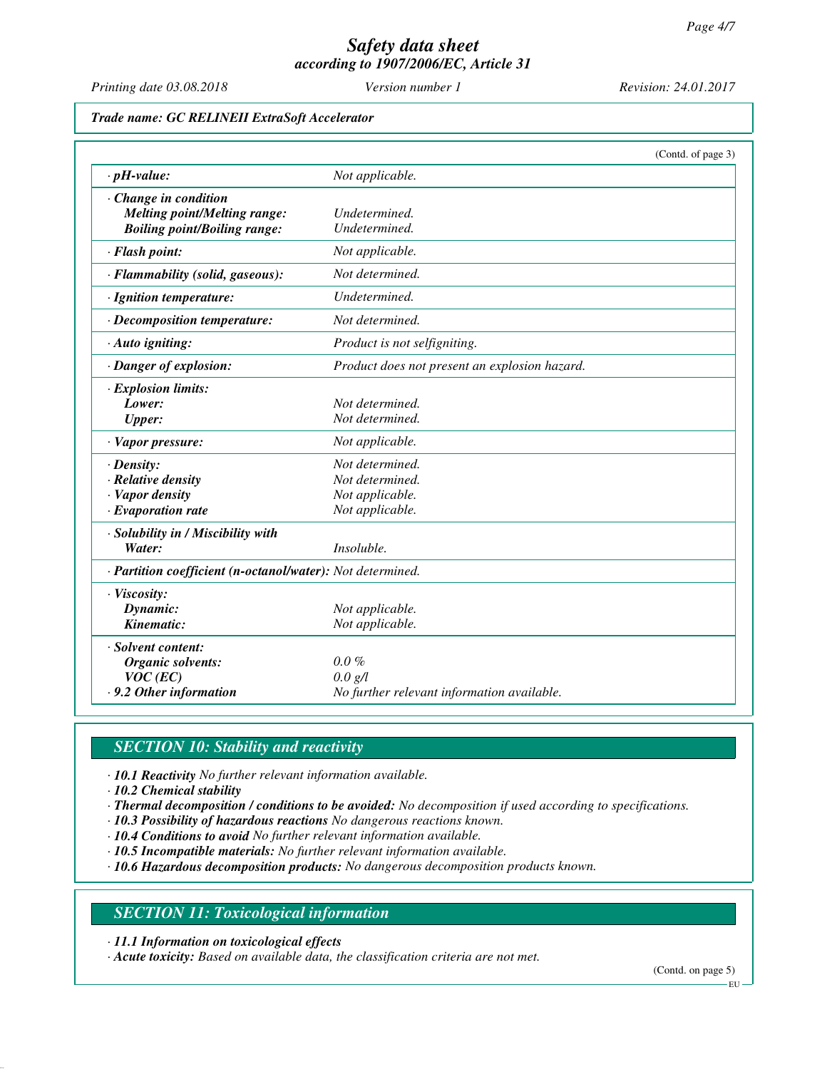# Safety data sheet
## according to 1907/2006/EC, Article 31

*Printing date 03.08.2018* *Version number 1* *Revision: 24.01.2017*

***Trade name: GC RELINEII ExtraSoft Accelerator***

(Contd. of page 3)

| | |
|---|---|
| **· pH-value:** | *Not applicable.* |
| **· Change in condition** | |
| **Melting point/Melting range:** | *Undetermined.* |
| **Boiling point/Boiling range:** | *Undetermined.* |
| **· Flash point:** | *Not applicable.* |
| **· Flammability (solid, gaseous):** | *Not determined.* |
| **· Ignition temperature:** | *Undetermined.* |
| **· Decomposition temperature:** | *Not determined.* |
| **· Auto igniting:** | *Product is not selfigniting.* |
| **· Danger of explosion:** | *Product does not present an explosion hazard.* |
| **· Explosion limits:** | |
| **Lower:** | *Not determined.* |
| **Upper:** | *Not determined.* |
| **· Vapor pressure:** | *Not applicable.* |
| **· Density:** | *Not determined.* |
| **· Relative density** | *Not determined.* |
| **· Vapor density** | *Not applicable.* |
| **· Evaporation rate** | *Not applicable.* |
| **· Solubility in / Miscibility with** | |
| **Water:** | *Insoluble.* |
| **· Partition coefficient (n-octanol/water):** | *Not determined.* |
| **· Viscosity:** | |
| **Dynamic:** | *Not applicable.* |
| **Kinematic:** | *Not applicable.* |
| **· Solvent content:** | |
| **Organic solvents:** | *0.0 %* |
| **VOC (EC)** | *0.0 g/l* |
| **· 9.2 Other information** | *No further relevant information available.* |

## SECTION 10: Stability and reactivity

· **10.1 Reactivity** *No further relevant information available.*
· **10.2 Chemical stability**
· **Thermal decomposition / conditions to be avoided:** *No decomposition if used according to specifications.*
· **10.3 Possibility of hazardous reactions** *No dangerous reactions known.*
· **10.4 Conditions to avoid** *No further relevant information available.*
· **10.5 Incompatible materials:** *No further relevant information available.*
· **10.6 Hazardous decomposition products:** *No dangerous decomposition products known.*

## SECTION 11: Toxicological information

· **11.1 Information on toxicological effects**
· **Acute toxicity:** *Based on available data, the classification criteria are not met.*

(Contd. on page 5)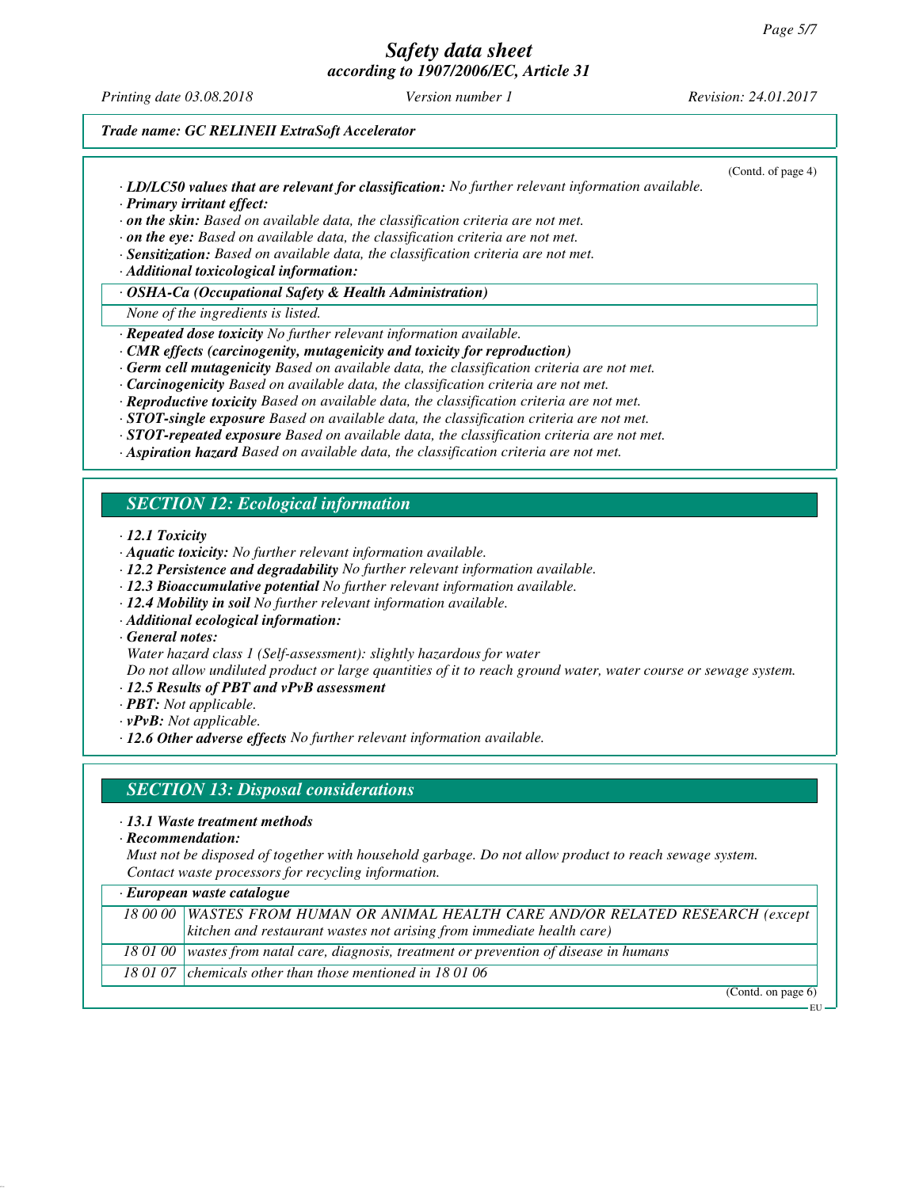*Trade name: GC RELINEII ExtraSoft Accelerator*

(Contd. of page 4)

· ***LD/LC50 values that are relevant for classification:*** *No further relevant information available.*
· ***Primary irritant effect:***
· ***on the skin:*** *Based on available data, the classification criteria are not met.*
· ***on the eye:*** *Based on available data, the classification criteria are not met.*
· ***Sensitization:*** *Based on available data, the classification criteria are not met.*
· ***Additional toxicological information:***

| · ***OSHA-Ca (Occupational Safety & Health Administration)*** |
|---|
| *None of the ingredients is listed.* |

· ***Repeated dose toxicity*** *No further relevant information available.*
· ***CMR effects (carcinogenity, mutagenicity and toxicity for reproduction)***
· ***Germ cell mutagenicity*** *Based on available data, the classification criteria are not met.*
· ***Carcinogenicity*** *Based on available data, the classification criteria are not met.*
· ***Reproductive toxicity*** *Based on available data, the classification criteria are not met.*
· ***STOT-single exposure*** *Based on available data, the classification criteria are not met.*
· ***STOT-repeated exposure*** *Based on available data, the classification criteria are not met.*
· ***Aspiration hazard*** *Based on available data, the classification criteria are not met.*

## *SECTION 12: Ecological information*

· ***12.1 Toxicity***
· ***Aquatic toxicity:*** *No further relevant information available.*
· ***12.2 Persistence and degradability*** *No further relevant information available.*
· ***12.3 Bioaccumulative potential*** *No further relevant information available.*
· ***12.4 Mobility in soil*** *No further relevant information available.*
· ***Additional ecological information:***
· ***General notes:***
*Water hazard class 1 (Self-assessment): slightly hazardous for water*
*Do not allow undiluted product or large quantities of it to reach ground water, water course or sewage system.*
· ***12.5 Results of PBT and vPvB assessment***
· ***PBT:*** *Not applicable.*
· ***vPvB:*** *Not applicable.*
· ***12.6 Other adverse effects*** *No further relevant information available.*

## *SECTION 13: Disposal considerations*

· ***13.1 Waste treatment methods***
· ***Recommendation:***
*Must not be disposed of together with household garbage. Do not allow product to reach sewage system.*
*Contact waste processors for recycling information.*

| · ***European waste catalogue*** | |
|---|---|
| *18 00 00* | *WASTES FROM HUMAN OR ANIMAL HEALTH CARE AND/OR RELATED RESEARCH (except kitchen and restaurant wastes not arising from immediate health care)* |
| *18 01 00* | *wastes from natal care, diagnosis, treatment or prevention of disease in humans* |
| *18 01 07* | *chemicals other than those mentioned in 18 01 06* |

(Contd. on page 6)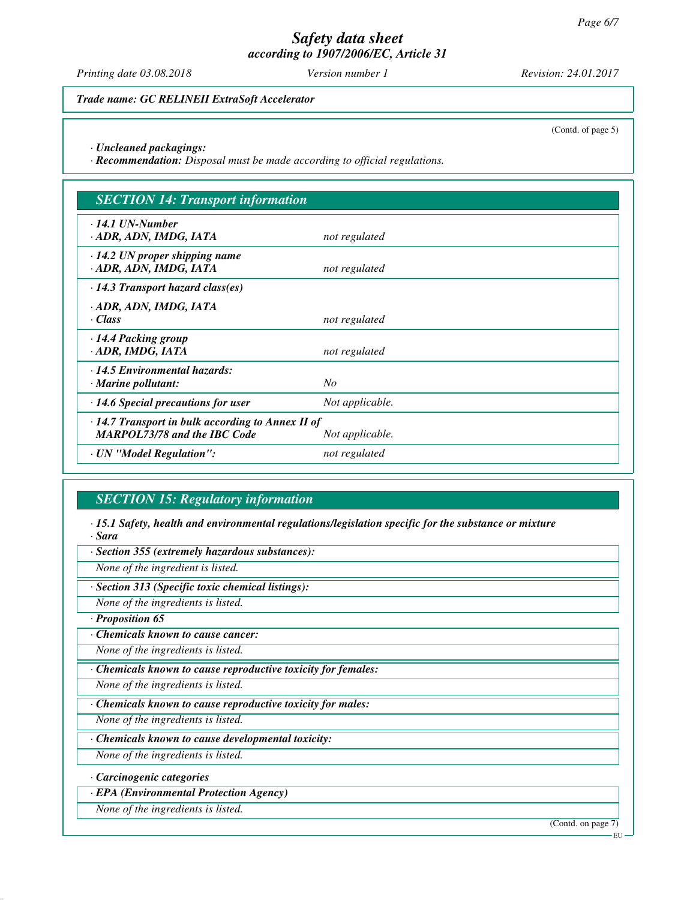*Safety data sheet*
*according to 1907/2006/EC, Article 31*

*Printing date 03.08.2018* *Version number 1* *Revision: 24.01.2017*

***Trade name: GC RELINEII ExtraSoft Accelerator***

(Contd. of page 5)

· ***Uncleaned packagings:***
· ***Recommendation:*** *Disposal must be made according to official regulations.*

## *SECTION 14: Transport information*

| | |
|---|---|
| · ***14.1 UN-Number***<br>· ***ADR, ADN, IMDG, IATA*** | *not regulated* |
| · ***14.2 UN proper shipping name***<br>· ***ADR, ADN, IMDG, IATA*** | *not regulated* |
| · ***14.3 Transport hazard class(es)***<br>· ***ADR, ADN, IMDG, IATA***<br>· ***Class*** | *not regulated* |
| · ***14.4 Packing group***<br>· ***ADR, IMDG, IATA*** | *not regulated* |
| · ***14.5 Environmental hazards:***<br>· ***Marine pollutant:*** | *No* |
| · ***14.6 Special precautions for user*** | *Not applicable.* |
| · ***14.7 Transport in bulk according to Annex II of MARPOL73/78 and the IBC Code*** | *Not applicable.* |
| · ***UN "Model Regulation":*** | *not regulated* |

## *SECTION 15: Regulatory information*

· ***15.1 Safety, health and environmental regulations/legislation specific for the substance or mixture***
· ***Sara***

· ***Section 355 (extremely hazardous substances):***

*None of the ingredient is listed.*

· ***Section 313 (Specific toxic chemical listings):***

*None of the ingredients is listed.*

· ***Proposition 65***

· ***Chemicals known to cause cancer:***

*None of the ingredients is listed.*

· ***Chemicals known to cause reproductive toxicity for females:***

*None of the ingredients is listed.*

· ***Chemicals known to cause reproductive toxicity for males:***

*None of the ingredients is listed.*

· ***Chemicals known to cause developmental toxicity:***

*None of the ingredients is listed.*

· ***Carcinogenic categories***

· ***EPA (Environmental Protection Agency)***

*None of the ingredients is listed.*

(Contd. on page 7)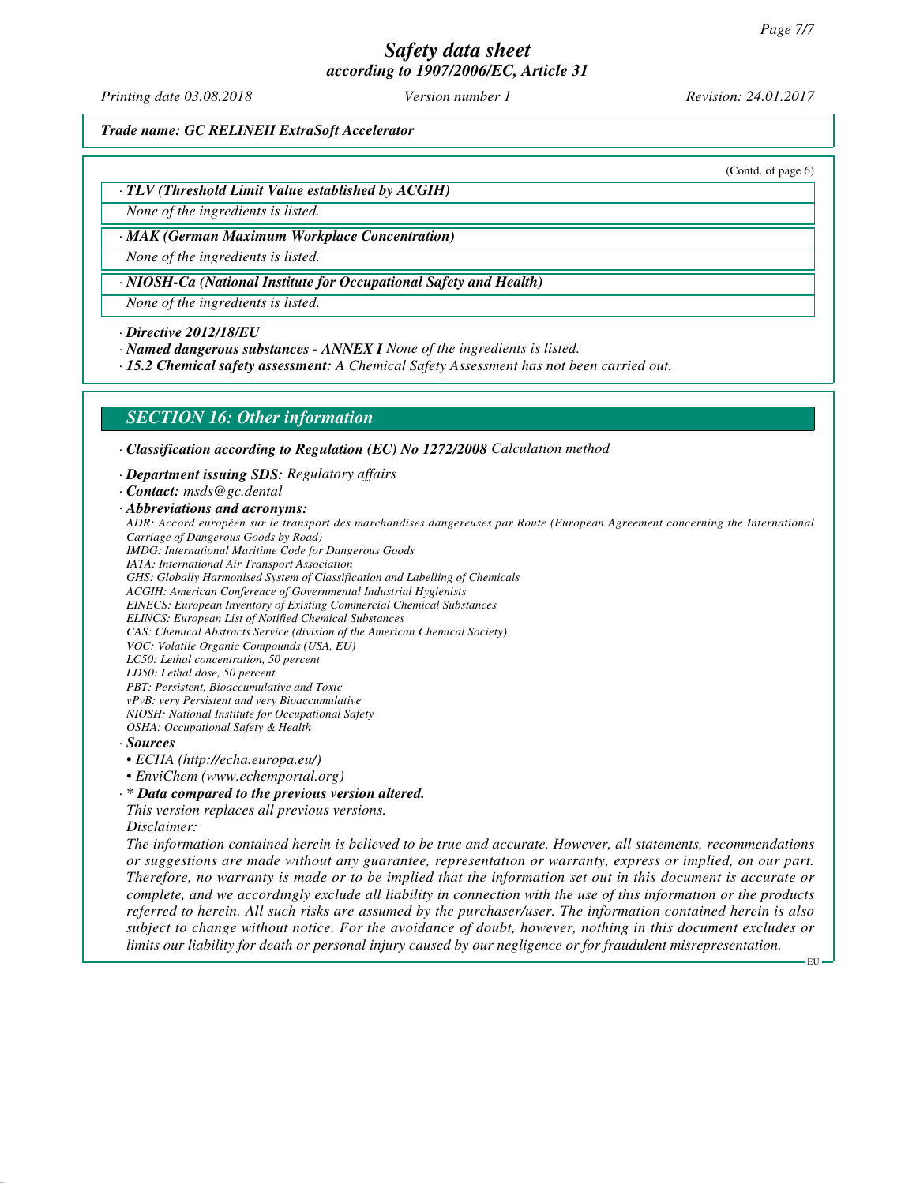*Trade name: GC RELINEII ExtraSoft Accelerator*

(Contd. of page 6)

· **TLV (Threshold Limit Value established by ACGIH)**

None of the ingredients is listed.

· **MAK (German Maximum Workplace Concentration)**

None of the ingredients is listed.

· **NIOSH-Ca (National Institute for Occupational Safety and Health)**

None of the ingredients is listed.

· **Directive 2012/18/EU**

· **Named dangerous substances - ANNEX I** None of the ingredients is listed.

· **15.2 Chemical safety assessment:** A Chemical Safety Assessment has not been carried out.

## SECTION 16: Other information

· **Classification according to Regulation (EC) No 1272/2008** Calculation method

· **Department issuing SDS:** Regulatory affairs

· **Contact:** msds@gc.dental

· **Abbreviations and acronyms:**

ADR: Accord européen sur le transport des marchandises dangereuses par Route (European Agreement concerning the International Carriage of Dangerous Goods by Road)
IMDG: International Maritime Code for Dangerous Goods
IATA: International Air Transport Association
GHS: Globally Harmonised System of Classification and Labelling of Chemicals
ACGIH: American Conference of Governmental Industrial Hygienists
EINECS: European Inventory of Existing Commercial Chemical Substances
ELINCS: European List of Notified Chemical Substances
CAS: Chemical Abstracts Service (division of the American Chemical Society)
VOC: Volatile Organic Compounds (USA, EU)
LC50: Lethal concentration, 50 percent
LD50: Lethal dose, 50 percent
PBT: Persistent, Bioaccumulative and Toxic
vPvB: very Persistent and very Bioaccumulative
NIOSH: National Institute for Occupational Safety
OSHA: Occupational Safety & Health

· **Sources**

- ECHA (http://echa.europa.eu/)
- EnviChem (www.echemportal.org)

· **\* Data compared to the previous version altered.**

This version replaces all previous versions.

Disclaimer:

The information contained herein is believed to be true and accurate. However, all statements, recommendations or suggestions are made without any guarantee, representation or warranty, express or implied, on our part. Therefore, no warranty is made or to be implied that the information set out in this document is accurate or complete, and we accordingly exclude all liability in connection with the use of this information or the products referred to herein. All such risks are assumed by the purchaser/user. The information contained herein is also subject to change without notice. For the avoidance of doubt, however, nothing in this document excludes or limits our liability for death or personal injury caused by our negligence or for fraudulent misrepresentation.